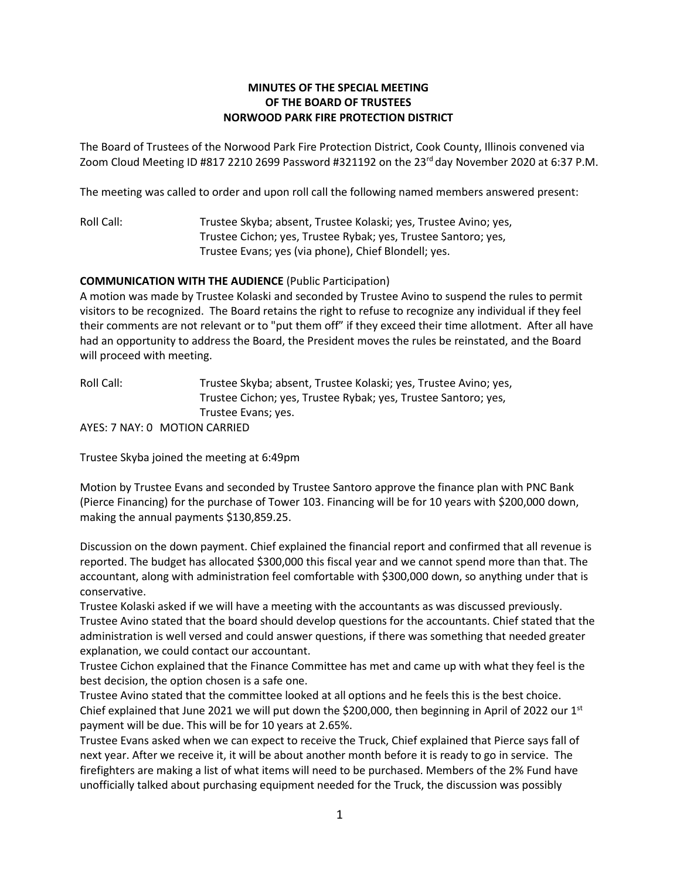**MINUTES OF THE SPECIAL MEETING**
**OF THE BOARD OF TRUSTEES**
**NORWOOD PARK FIRE PROTECTION DISTRICT**

The Board of Trustees of the Norwood Park Fire Protection District, Cook County, Illinois convened via Zoom Cloud Meeting ID #817 2210 2699 Password #321192 on the 23rd day November 2020 at 6:37 P.M.

The meeting was called to order and upon roll call the following named members answered present:

Roll Call: Trustee Skyba; absent, Trustee Kolaski; yes, Trustee Avino; yes, Trustee Cichon; yes, Trustee Rybak; yes, Trustee Santoro; yes, Trustee Evans; yes (via phone), Chief Blondell; yes.

**COMMUNICATION WITH THE AUDIENCE** (Public Participation)
A motion was made by Trustee Kolaski and seconded by Trustee Avino to suspend the rules to permit visitors to be recognized. The Board retains the right to refuse to recognize any individual if they feel their comments are not relevant or to "put them off" if they exceed their time allotment. After all have had an opportunity to address the Board, the President moves the rules be reinstated, and the Board will proceed with meeting.

Roll Call: Trustee Skyba; absent, Trustee Kolaski; yes, Trustee Avino; yes, Trustee Cichon; yes, Trustee Rybak; yes, Trustee Santoro; yes, Trustee Evans; yes.
AYES: 7 NAY: 0 MOTION CARRIED

Trustee Skyba joined the meeting at 6:49pm

Motion by Trustee Evans and seconded by Trustee Santoro approve the finance plan with PNC Bank (Pierce Financing) for the purchase of Tower 103. Financing will be for 10 years with $200,000 down, making the annual payments $130,859.25.

Discussion on the down payment. Chief explained the financial report and confirmed that all revenue is reported. The budget has allocated $300,000 this fiscal year and we cannot spend more than that. The accountant, along with administration feel comfortable with $300,000 down, so anything under that is conservative.
Trustee Kolaski asked if we will have a meeting with the accountants as was discussed previously. Trustee Avino stated that the board should develop questions for the accountants. Chief stated that the administration is well versed and could answer questions, if there was something that needed greater explanation, we could contact our accountant.
Trustee Cichon explained that the Finance Committee has met and came up with what they feel is the best decision, the option chosen is a safe one.
Trustee Avino stated that the committee looked at all options and he feels this is the best choice.
Chief explained that June 2021 we will put down the $200,000, then beginning in April of 2022 our 1st payment will be due. This will be for 10 years at 2.65%.
Trustee Evans asked when we can expect to receive the Truck, Chief explained that Pierce says fall of next year. After we receive it, it will be about another month before it is ready to go in service. The firefighters are making a list of what items will need to be purchased. Members of the 2% Fund have unofficially talked about purchasing equipment needed for the Truck, the discussion was possibly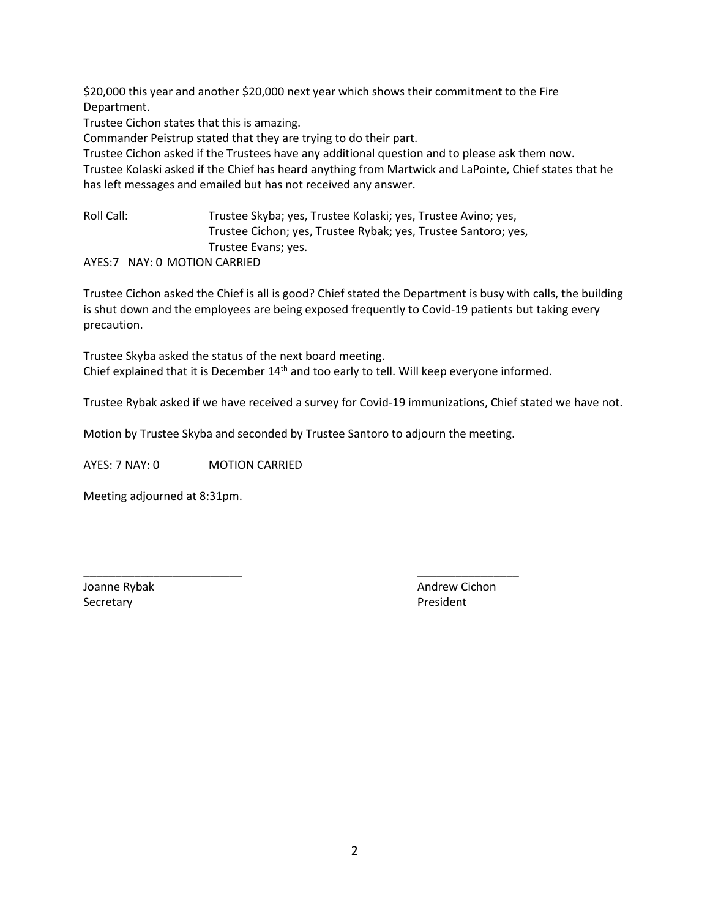$20,000 this year and another $20,000 next year which shows their commitment to the Fire Department.

Trustee Cichon states that this is amazing.

Commander Peistrup stated that they are trying to do their part.

Trustee Cichon asked if the Trustees have any additional question and to please ask them now.

Trustee Kolaski asked if the Chief has heard anything from Martwick and LaPointe, Chief states that he has left messages and emailed but has not received any answer.

Roll Call: Trustee Skyba; yes, Trustee Kolaski; yes, Trustee Avino; yes, Trustee Cichon; yes, Trustee Rybak; yes, Trustee Santoro; yes, Trustee Evans; yes.

AYES:7 NAY: 0 MOTION CARRIED

Trustee Cichon asked the Chief is all is good? Chief stated the Department is busy with calls, the building is shut down and the employees are being exposed frequently to Covid-19 patients but taking every precaution.

Trustee Skyba asked the status of the next board meeting.

Chief explained that it is December 14th and too early to tell. Will keep everyone informed.

Trustee Rybak asked if we have received a survey for Covid-19 immunizations, Chief stated we have not.

Motion by Trustee Skyba and seconded by Trustee Santoro to adjourn the meeting.

AYES: 7 NAY: 0 MOTION CARRIED

Meeting adjourned at 8:31pm.

_________________________
Joanne Rybak
Secretary

_________________________
Andrew Cichon
President